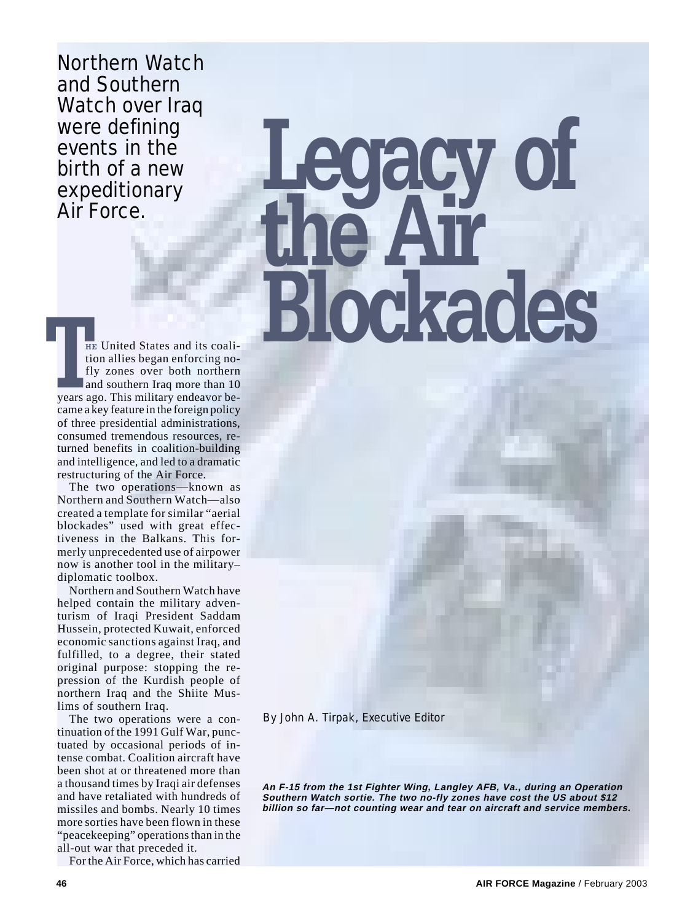# Legacy of the Air Blockades

Northern Watch and Southern Watch over Iraq were defining events in the birth of a new expeditionary Air Force.

By John A. Tirpak, Executive Editor

THE United States and its coalition allies began enforcing no-fly zones over both northern and southern Iraq more than 10 years ago. This military endeavor became a key feature in the foreign policy of three presidential administrations, consumed tremendous resources, returned benefits in coalition-building and intelligence, and led to a dramatic restructuring of the Air Force.

The two operations—known as Northern and Southern Watch—also created a template for similar "aerial blockades" used with great effectiveness in the Balkans. This formerly unprecedented use of airpower now is another tool in the military–diplomatic toolbox.

Northern and Southern Watch have helped contain the military adventurism of Iraqi President Saddam Hussein, protected Kuwait, enforced economic sanctions against Iraq, and fulfilled, to a degree, their stated original purpose: stopping the repression of the Kurdish people of northern Iraq and the Shiite Muslims of southern Iraq.

The two operations were a continuation of the 1991 Gulf War, punctuated by occasional periods of intense combat. Coalition aircraft have been shot at or threatened more than a thousand times by Iraqi air defenses and have retaliated with hundreds of missiles and bombs. Nearly 10 times more sorties have been flown in these "peacekeeping" operations than in the all-out war that preceded it.

For the Air Force, which has carried

*An F-15 from the 1st Fighter Wing, Langley AFB, Va., during an Operation Southern Watch sortie. The two no-fly zones have cost the US about $12 billion so far—not counting wear and tear on aircraft and service members.*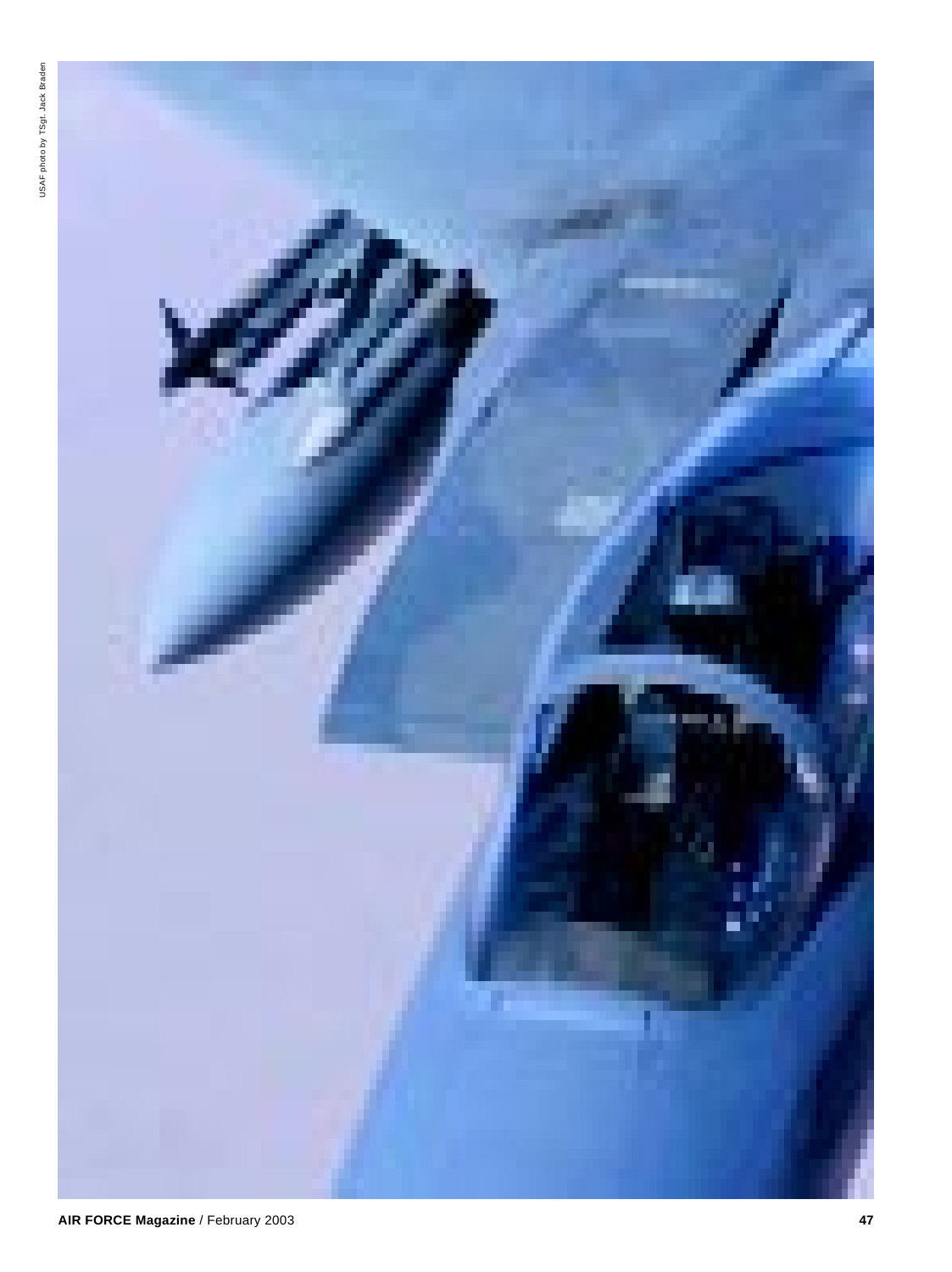USAF photo by TSgt. Jack Braden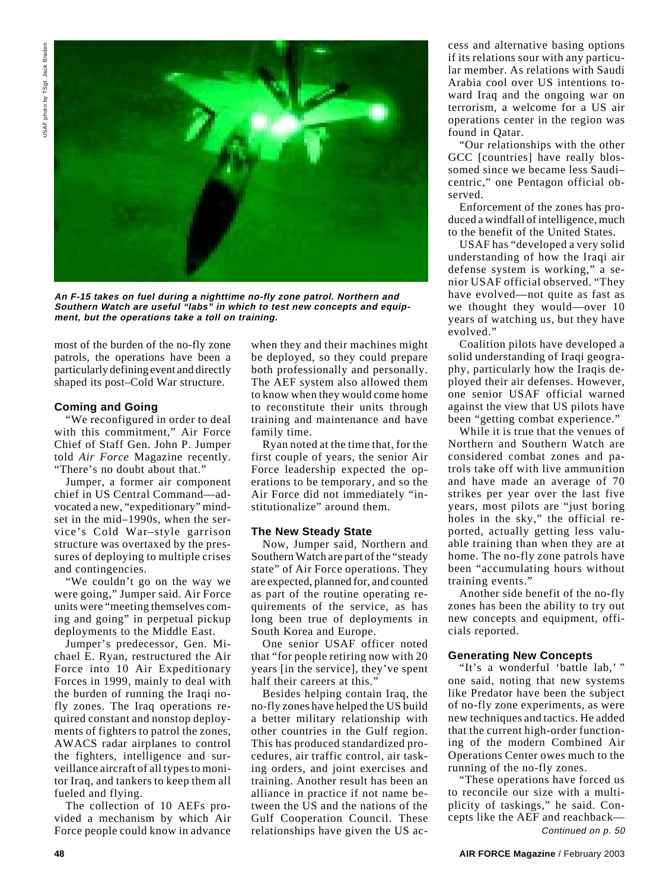An F-15 takes on fuel during a nighttime no-fly zone patrol. Northern and Southern Watch are useful "labs" in which to test new concepts and equipment, but the operations take a toll on training.

most of the burden of the no-fly zone patrols, the operations have been a particularly defining event and directly shaped its post–Cold War structure.

### Coming and Going

"We reconfigured in order to deal with this commitment," Air Force Chief of Staff Gen. John P. Jumper told *Air Force* Magazine recently. "There's no doubt about that."

Jumper, a former air component chief in US Central Command—advocated a new, "expeditionary" mindset in the mid–1990s, when the service's Cold War–style garrison structure was overtaxed by the pressures of deploying to multiple crises and contingencies.

"We couldn't go on the way we were going," Jumper said. Air Force units were "meeting themselves coming and going" in perpetual pickup deployments to the Middle East.

Jumper's predecessor, Gen. Michael E. Ryan, restructured the Air Force into 10 Air Expeditionary Forces in 1999, mainly to deal with the burden of running the Iraqi no-fly zones. The Iraq operations required constant and nonstop deployments of fighters to patrol the zones, AWACS radar airplanes to control the fighters, intelligence and surveillance aircraft of all types to monitor Iraq, and tankers to keep them all fueled and flying.

The collection of 10 AEFs provided a mechanism by which Air Force people could know in advance when they and their machines might be deployed, so they could prepare both professionally and personally. The AEF system also allowed them to know when they would come home to reconstitute their units through training and maintenance and have family time.

Ryan noted at the time that, for the first couple of years, the senior Air Force leadership expected the operations to be temporary, and so the Air Force did not immediately "institutionalize" around them.

### The New Steady State

Now, Jumper said, Northern and Southern Watch are part of the "steady state" of Air Force operations. They are expected, planned for, and counted as part of the routine operating requirements of the service, as has long been true of deployments in South Korea and Europe.

One senior USAF officer noted that "for people retiring now with 20 years [in the service], they've spent half their careers at this."

Besides helping contain Iraq, the no-fly zones have helped the US build a better military relationship with other countries in the Gulf region. This has produced standardized procedures, air traffic control, air tasking orders, and joint exercises and training. Another result has been an alliance in practice if not name between the US and the nations of the Gulf Cooperation Council. These relationships have given the US access and alternative basing options if its relations sour with any particular member. As relations with Saudi Arabia cool over US intentions toward Iraq and the ongoing war on terrorism, a welcome for a US air operations center in the region was found in Qatar.

"Our relationships with the other GCC [countries] have really blossomed since we became less Saudi–centric," one Pentagon official observed.

Enforcement of the zones has produced a windfall of intelligence, much to the benefit of the United States.

USAF has "developed a very solid understanding of how the Iraqi air defense system is working," a senior USAF official observed. "They have evolved—not quite as fast as we thought they would—over 10 years of watching us, but they have evolved."

Coalition pilots have developed a solid understanding of Iraqi geography, particularly how the Iraqis deployed their air defenses. However, one senior USAF official warned against the view that US pilots have been "getting combat experience."

While it is true that the venues of Northern and Southern Watch are considered combat zones and patrols take off with live ammunition and have made an average of 70 strikes per year over the last five years, most pilots are "just boring holes in the sky," the official reported, actually getting less valuable training than when they are at home. The no-fly zone patrols have been "accumulating hours without training events."

Another side benefit of the no-fly zones has been the ability to try out new concepts and equipment, officials reported.

### Generating New Concepts

"It's a wonderful 'battle lab,' " one said, noting that new systems like Predator have been the subject of no-fly zone experiments, as were new techniques and tactics. He added that the current high-order functioning of the modern Combined Air Operations Center owes much to the running of the no-fly zones.

"These operations have forced us to reconcile our size with a multiplicity of taskings," he said. Concepts like the AEF and reachback—

*Continued on p. 50*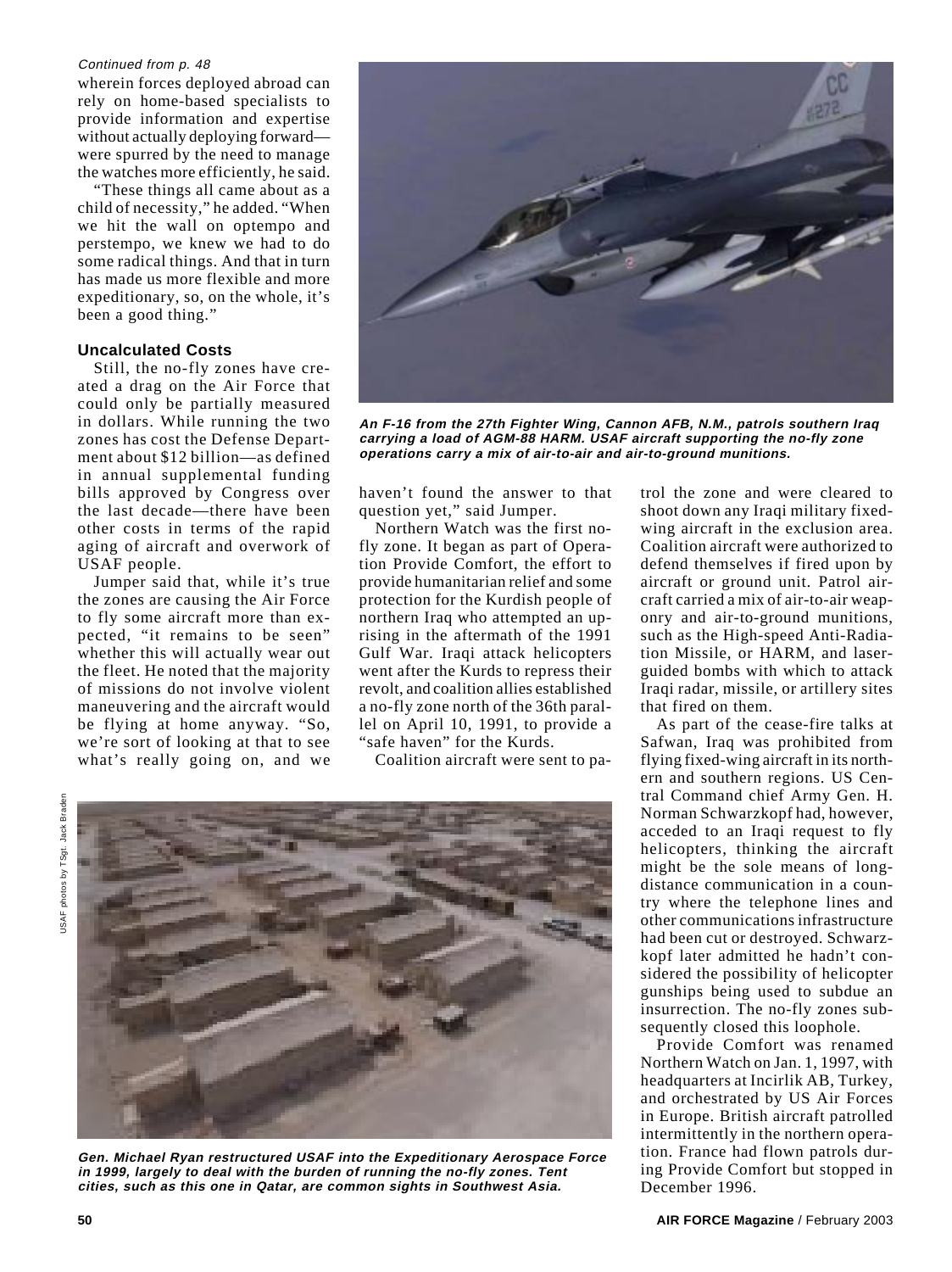*Continued from p. 48*

wherein forces deployed abroad can rely on home-based specialists to provide information and expertise without actually deploying forward—were spurred by the need to manage the watches more efficiently, he said.

"These things all came about as a child of necessity," he added. "When we hit the wall on optempo and perstempo, we knew we had to do some radical things. And that in turn has made us more flexible and more expeditionary, so, on the whole, it's been a good thing."

### Uncalculated Costs

Still, the no-fly zones have created a drag on the Air Force that could only be partially measured in dollars. While running the two zones has cost the Defense Department about $12 billion—as defined in annual supplemental funding bills approved by Congress over the last decade—there have been other costs in terms of the rapid aging of aircraft and overwork of USAF people.

Jumper said that, while it's true the zones are causing the Air Force to fly some aircraft more than expected, "it remains to be seen" whether this will actually wear out the fleet. He noted that the majority of missions do not involve violent maneuvering and the aircraft would be flying at home anyway. "So, we're sort of looking at that to see what's really going on, and we haven't found the answer to that question yet," said Jumper.

Northern Watch was the first no-fly zone. It began as part of Operation Provide Comfort, the effort to provide humanitarian relief and some protection for the Kurdish people of northern Iraq who attempted an uprising in the aftermath of the 1991 Gulf War. Iraqi attack helicopters went after the Kurds to repress their revolt, and coalition allies established a no-fly zone north of the 36th parallel on April 10, 1991, to provide a "safe haven" for the Kurds.

Coalition aircraft were sent to patrol the zone and were cleared to shoot down any Iraqi military fixed-wing aircraft in the exclusion area. Coalition aircraft were authorized to defend themselves if fired upon by aircraft or ground unit. Patrol aircraft carried a mix of air-to-air weaponry and air-to-ground munitions, such as the High-speed Anti-Radiation Missile, or HARM, and laser-guided bombs with which to attack Iraqi radar, missile, or artillery sites that fired on them.

As part of the cease-fire talks at Safwan, Iraq was prohibited from flying fixed-wing aircraft in its northern and southern regions. US Central Command chief Army Gen. H. Norman Schwarzkopf had, however, acceded to an Iraqi request to fly helicopters, thinking the aircraft might be the sole means of long-distance communication in a country where the telephone lines and other communications infrastructure had been cut or destroyed. Schwarzkopf later admitted he hadn't considered the possibility of helicopter gunships being used to subdue an insurrection. The no-fly zones subsequently closed this loophole.

Provide Comfort was renamed Northern Watch on Jan. 1, 1997, with headquarters at Incirlik AB, Turkey, and orchestrated by US Air Forces in Europe. British aircraft patrolled intermittently in the northern operation. France had flown patrols during Provide Comfort but stopped in December 1996.

***An F-16 from the 27th Fighter Wing, Cannon AFB, N.M., patrols southern Iraq carrying a load of AGM-88 HARM. USAF aircraft supporting the no-fly zone operations carry a mix of air-to-air and air-to-ground munitions.***

***Gen. Michael Ryan restructured USAF into the Expeditionary Aerospace Force in 1999, largely to deal with the burden of running the no-fly zones. Tent cities, such as this one in Qatar, are common sights in Southwest Asia.***

USAF photos by TSgt. Jack Braden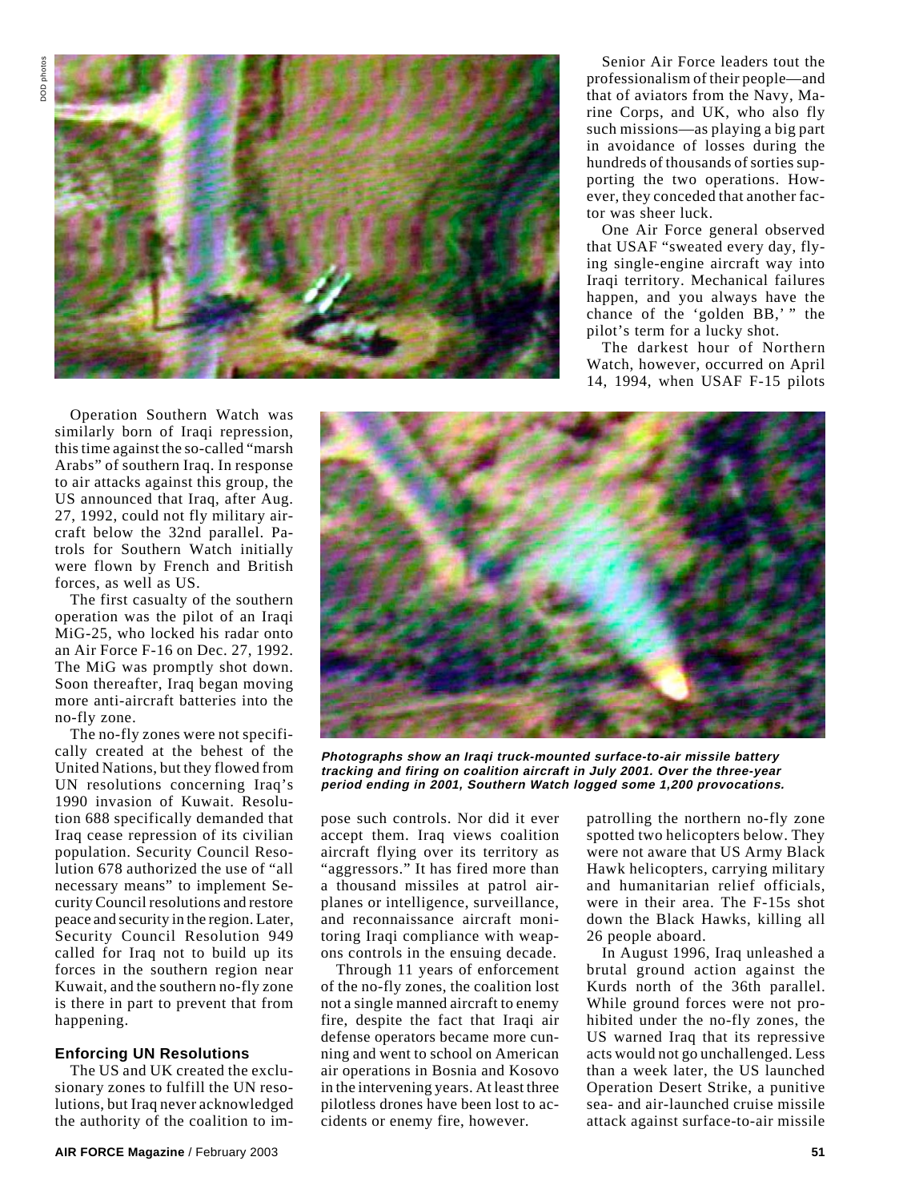Senior Air Force leaders tout the professionalism of their people—and that of aviators from the Navy, Marine Corps, and UK, who also fly such missions—as playing a big part in avoidance of losses during the hundreds of thousands of sorties supporting the two operations. However, they conceded that another factor was sheer luck.

One Air Force general observed that USAF "sweated every day, flying single-engine aircraft way into Iraqi territory. Mechanical failures happen, and you always have the chance of the 'golden BB,' " the pilot's term for a lucky shot.

The darkest hour of Northern Watch, however, occurred on April 14, 1994, when USAF F-15 pilots patrolling the northern no-fly zone spotted two helicopters below. They were not aware that US Army Black Hawk helicopters, carrying military and humanitarian relief officials, were in their area. The F-15s shot down the Black Hawks, killing all 26 people aboard.

In August 1996, Iraq unleashed a brutal ground action against the Kurds north of the 36th parallel. While ground forces were not prohibited under the no-fly zones, the US warned Iraq that its repressive acts would not go unchallenged. Less than a week later, the US launched Operation Desert Strike, a punitive sea- and air-launched cruise missile attack against surface-to-air missile

Operation Southern Watch was similarly born of Iraqi repression, this time against the so-called "marsh Arabs" of southern Iraq. In response to air attacks against this group, the US announced that Iraq, after Aug. 27, 1992, could not fly military aircraft below the 32nd parallel. Patrols for Southern Watch initially were flown by French and British forces, as well as US.

The first casualty of the southern operation was the pilot of an Iraqi MiG-25, who locked his radar onto an Air Force F-16 on Dec. 27, 1992. The MiG was promptly shot down. Soon thereafter, Iraq began moving more anti-aircraft batteries into the no-fly zone.

The no-fly zones were not specifically created at the behest of the United Nations, but they flowed from UN resolutions concerning Iraq's 1990 invasion of Kuwait. Resolution 688 specifically demanded that Iraq cease repression of its civilian population. Security Council Resolution 678 authorized the use of "all necessary means" to implement Security Council resolutions and restore peace and security in the region. Later, Security Council Resolution 949 called for Iraq not to build up its forces in the southern region near Kuwait, and the southern no-fly zone is there in part to prevent that from happening.

### Enforcing UN Resolutions

The US and UK created the exclusionary zones to fulfill the UN resolutions, but Iraq never acknowledged the authority of the coalition to impose such controls. Nor did it ever accept them. Iraq views coalition aircraft flying over its territory as "aggressors." It has fired more than a thousand missiles at patrol airplanes or intelligence, surveillance, and reconnaissance aircraft monitoring Iraqi compliance with weapons controls in the ensuing decade.

Through 11 years of enforcement of the no-fly zones, the coalition lost not a single manned aircraft to enemy fire, despite the fact that Iraqi air defense operators became more cunning and went to school on American air operations in Bosnia and Kosovo in the intervening years. At least three pilotless drones have been lost to accidents or enemy fire, however.

***Photographs show an Iraqi truck-mounted surface-to-air missile battery tracking and firing on coalition aircraft in July 2001. Over the three-year period ending in 2001, Southern Watch logged some 1,200 provocations.***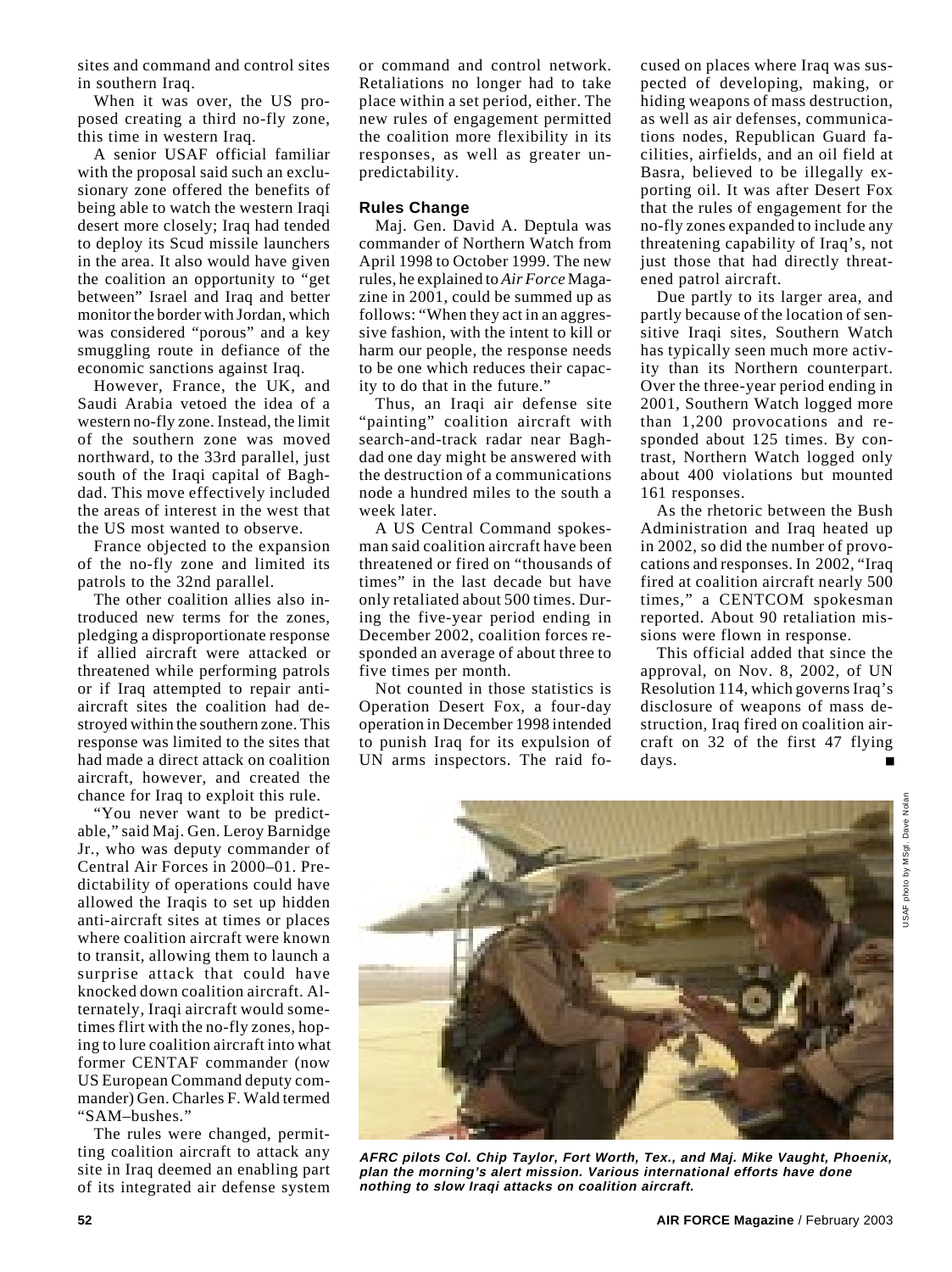sites and command and control sites in southern Iraq.

When it was over, the US proposed creating a third no-fly zone, this time in western Iraq.

A senior USAF official familiar with the proposal said such an exclusionary zone offered the benefits of being able to watch the western Iraqi desert more closely; Iraq had tended to deploy its Scud missile launchers in the area. It also would have given the coalition an opportunity to "get between" Israel and Iraq and better monitor the border with Jordan, which was considered "porous" and a key smuggling route in defiance of the economic sanctions against Iraq.

However, France, the UK, and Saudi Arabia vetoed the idea of a western no-fly zone. Instead, the limit of the southern zone was moved northward, to the 33rd parallel, just south of the Iraqi capital of Baghdad. This move effectively included the areas of interest in the west that the US most wanted to observe.

France objected to the expansion of the no-fly zone and limited its patrols to the 32nd parallel.

The other coalition allies also introduced new terms for the zones, pledging a disproportionate response if allied aircraft were attacked or threatened while performing patrols or if Iraq attempted to repair anti-aircraft sites the coalition had destroyed within the southern zone. This response was limited to the sites that had made a direct attack on coalition aircraft, however, and created the chance for Iraq to exploit this rule.

"You never want to be predictable," said Maj. Gen. Leroy Barnidge Jr., who was deputy commander of Central Air Forces in 2000–01. Predictability of operations could have allowed the Iraqis to set up hidden anti-aircraft sites at times or places where coalition aircraft were known to transit, allowing them to launch a surprise attack that could have knocked down coalition aircraft. Alternately, Iraqi aircraft would sometimes flirt with the no-fly zones, hoping to lure coalition aircraft into what former CENTAF commander (now US European Command deputy commander) Gen. Charles F. Wald termed "SAM–bushes."

The rules were changed, permitting coalition aircraft to attack any site in Iraq deemed an enabling part of its integrated air defense system or command and control network. Retaliations no longer had to take place within a set period, either. The new rules of engagement permitted the coalition more flexibility in its responses, as well as greater unpredictability.

## Rules Change

Maj. Gen. David A. Deptula was commander of Northern Watch from April 1998 to October 1999. The new rules, he explained to *Air Force* Magazine in 2001, could be summed up as follows: "When they act in an aggressive fashion, with the intent to kill or harm our people, the response needs to be one which reduces their capacity to do that in the future."

Thus, an Iraqi air defense site "painting" coalition aircraft with search-and-track radar near Baghdad one day might be answered with the destruction of a communications node a hundred miles to the south a week later.

A US Central Command spokesman said coalition aircraft have been threatened or fired on "thousands of times" in the last decade but have only retaliated about 500 times. During the five-year period ending in December 2002, coalition forces responded an average of about three to five times per month.

Not counted in those statistics is Operation Desert Fox, a four-day operation in December 1998 intended to punish Iraq for its expulsion of UN arms inspectors. The raid focused on places where Iraq was suspected of developing, making, or hiding weapons of mass destruction, as well as air defenses, communications nodes, Republican Guard facilities, airfields, and an oil field at Basra, believed to be illegally exporting oil. It was after Desert Fox that the rules of engagement for the no-fly zones expanded to include any threatening capability of Iraq's, not just those that had directly threatened patrol aircraft.

Due partly to its larger area, and partly because of the location of sensitive Iraqi sites, Southern Watch has typically seen much more activity than its Northern counterpart. Over the three-year period ending in 2001, Southern Watch logged more than 1,200 provocations and responded about 125 times. By contrast, Northern Watch logged only about 400 violations but mounted 161 responses.

As the rhetoric between the Bush Administration and Iraq heated up in 2002, so did the number of provocations and responses. In 2002, "Iraq fired at coalition aircraft nearly 500 times," a CENTCOM spokesman reported. About 90 retaliation missions were flown in response.

This official added that since the approval, on Nov. 8, 2002, of UN Resolution 114, which governs Iraq's disclosure of weapons of mass destruction, Iraq fired on coalition aircraft on 32 of the first 47 flying days. ■

USAF photo by MSgt. Dave Nolan

***AFRC pilots Col. Chip Taylor, Fort Worth, Tex., and Maj. Mike Vaught, Phoenix, plan the morning's alert mission. Various international efforts have done nothing to slow Iraqi attacks on coalition aircraft.***